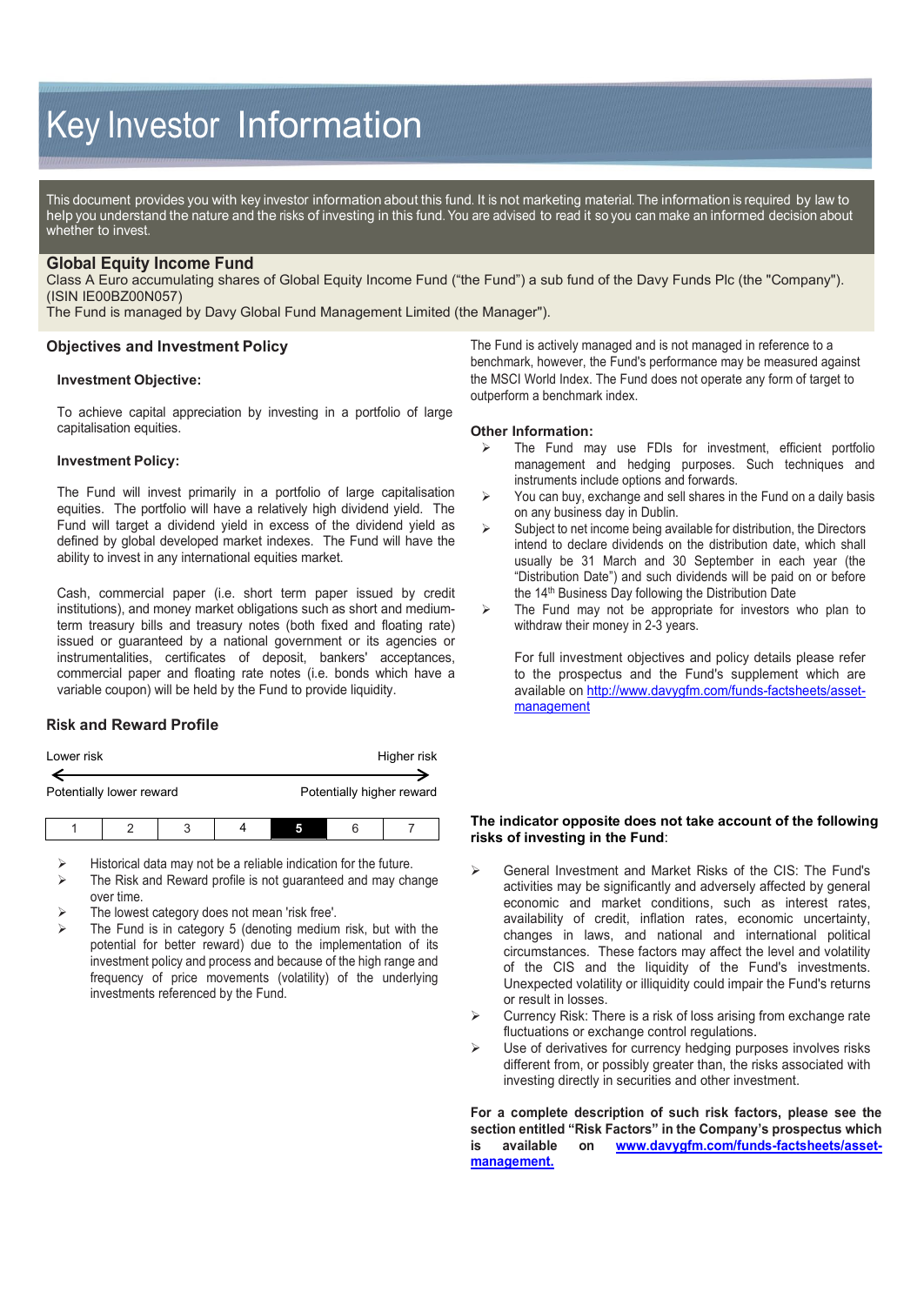# Key Investor Information

This document provides you with key investor information about this fund. It is not marketing material. The information is required by law to help you understand the nature and the risks of investing in this fund. You are advised to read it so you can make an informed decision about whether to invest.

## Global Equity Income Fund

Class A Euro accumulating shares of Global Equity Income Fund ("the Fund") a sub fund of the Davy Funds Plc (the "Company"). (ISIN IE00BZ00N057)

The Fund is managed by Davy Global Fund Management Limited (the Manager").

### Objectives and Investment Policy

**Investment Objective:**

To achieve capital appreciation by investing in a portfolio of large capitalisation equities.

**Investment Policy:**

The Fund will invest primarily in a portfolio of large capitalisation equities. The portfolio will have a relatively high dividend yield. The Fund will target a dividend yield in excess of the dividend yield as defined by global developed market indexes. The Fund will have the ability to invest in any international equities market.

Cash, commercial paper (i.e. short term paper issued by credit institutions), and money market obligations such as short and medium-term treasury bills and treasury notes (both fixed and floating rate) issued or guaranteed by a national government or its agencies or instrumentalities, certificates of deposit, bankers' acceptances, commercial paper and floating rate notes (i.e. bonds which have a variable coupon) will be held by the Fund to provide liquidity.

The Fund is actively managed and is not managed in reference to a benchmark, however, the Fund's performance may be measured against the MSCI World Index. The Fund does not operate any form of target to outperform a benchmark index.

**Other Information:**

- The Fund may use FDIs for investment, efficient portfolio management and hedging purposes. Such techniques and instruments include options and forwards.
- You can buy, exchange and sell shares in the Fund on a daily basis on any business day in Dublin.
- Subject to net income being available for distribution, the Directors intend to declare dividends on the distribution date, which shall usually be 31 March and 30 September in each year (the "Distribution Date") and such dividends will be paid on or before the 14th Business Day following the Distribution Date
- The Fund may not be appropriate for investors who plan to withdraw their money in 2-3 years.

For full investment objectives and policy details please refer to the prospectus and the Fund's supplement which are available on [http://www.davygfm.com/funds-factsheets/asset-management](http://www.davygfm.com/funds-factsheets/asset-management)

### Risk and Reward Profile

| Lower risk | | | | | | Higher risk |
|---|---|---|---|---|---|---|
| Potentially lower reward | | | | | | Potentially higher reward |
| 1 | 2 | 3 | 4 | **5** | 6 | 7 |

- Historical data may not be a reliable indication for the future.
- The Risk and Reward profile is not guaranteed and may change over time.
- The lowest category does not mean 'risk free'.
- The Fund is in category 5 (denoting medium risk, but with the potential for better reward) due to the implementation of its investment policy and process and because of the high range and frequency of price movements (volatility) of the underlying investments referenced by the Fund.

**The indicator opposite does not take account of the following risks of investing in the Fund**:

- General Investment and Market Risks of the CIS: The Fund's activities may be significantly and adversely affected by general economic and market conditions, such as interest rates, availability of credit, inflation rates, economic uncertainty, changes in laws, and national and international political circumstances. These factors may affect the level and volatility of the CIS and the liquidity of the Fund's investments. Unexpected volatility or illiquidity could impair the Fund's returns or result in losses.
- Currency Risk: There is a risk of loss arising from exchange rate fluctuations or exchange control regulations.
- Use of derivatives for currency hedging purposes involves risks different from, or possibly greater than, the risks associated with investing directly in securities and other investment.

**For a complete description of such risk factors, please see the section entitled "Risk Factors" in the Company's prospectus which is available on [www.davygfm.com/funds-factsheets/asset-management.](http://www.davygfm.com/funds-factsheets/asset-management)**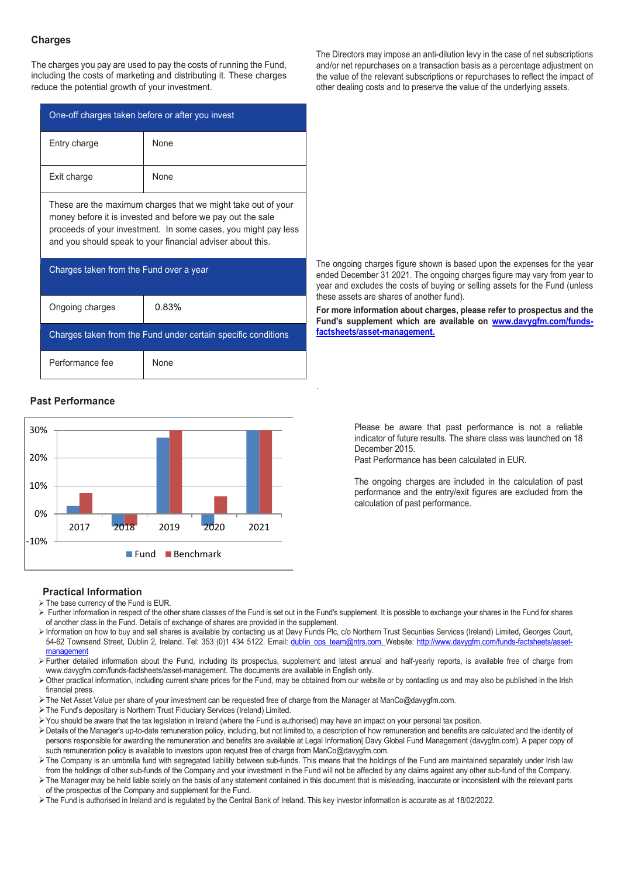## Charges

The charges you pay are used to pay the costs of running the Fund, including the costs of marketing and distributing it. These charges reduce the potential growth of your investment.

| One-off charges taken before or after you invest | |
|---|---|
| Entry charge | None |
| Exit charge | None |
| These are the maximum charges that we might take out of your money before it is invested and before we pay out the sale proceeds of your investment. In some cases, you might pay less and you should speak to your financial adviser about this. | |
| **Charges taken from the Fund over a year** | |
| Ongoing charges | 0.83% |
| **Charges taken from the Fund under certain specific conditions** | |
| Performance fee | None |

The Directors may impose an anti-dilution levy in the case of net subscriptions and/or net repurchases on a transaction basis as a percentage adjustment on the value of the relevant subscriptions or repurchases to reflect the impact of other dealing costs and to preserve the value of the underlying assets.

The ongoing charges figure shown is based upon the expenses for the year ended December 31 2021. The ongoing charges figure may vary from year to year and excludes the costs of buying or selling assets for the Fund (unless these assets are shares of another fund).

**For more information about charges, please refer to prospectus and the Fund's supplement which are available on [www.davygfm.com/funds-factsheets/asset-management.](www.davygfm.com/funds-factsheets/asset-management)**

## Past Performance

30%
20%
10%
0%
-10%
2017
2018
2019
2020
2021
Fund
Benchmark

Please be aware that past performance is not a reliable indicator of future results. The share class was launched on 18 December 2015.
Past Performance has been calculated in EUR.

The ongoing charges are included in the calculation of past performance and the entry/exit figures are excluded from the calculation of past performance.

## Practical Information

- The base currency of the Fund is EUR.
- Further information in respect of the other share classes of the Fund is set out in the Fund's supplement. It is possible to exchange your shares in the Fund for shares of another class in the Fund. Details of exchange of shares are provided in the supplement.
- Information on how to buy and sell shares is available by contacting us at Davy Funds Plc, c/o Northern Trust Securities Services (Ireland) Limited, Georges Court, 54-62 Townsend Street, Dublin 2, Ireland. Tel: 353 (0)1 434 5122. Email: dublin_ops_team@ntrs.com. Website: http://www.davygfm.com/funds-factsheets/asset-management
- Further detailed information about the Fund, including its prospectus, supplement and latest annual and half-yearly reports, is available free of charge from www.davygfm.com/funds-factsheets/asset-management. The documents are available in English only.
- Other practical information, including current share prices for the Fund, may be obtained from our website or by contacting us and may also be published in the Irish financial press.
- The Net Asset Value per share of your investment can be requested free of charge from the Manager at ManCo@davygfm.com.
- The Fund's depositary is Northern Trust Fiduciary Services (Ireland) Limited.
- You should be aware that the tax legislation in Ireland (where the Fund is authorised) may have an impact on your personal tax position.
- Details of the Manager's up-to-date remuneration policy, including, but not limited to, a description of how remuneration and benefits are calculated and the identity of persons responsible for awarding the remuneration and benefits are available at Legal Information| Davy Global Fund Management (davygfm.com). A paper copy of such remuneration policy is available to investors upon request free of charge from ManCo@davygfm.com.
- The Company is an umbrella fund with segregated liability between sub-funds. This means that the holdings of the Fund are maintained separately under Irish law from the holdings of other sub-funds of the Company and your investment in the Fund will not be affected by any claims against any other sub-fund of the Company.
- The Manager may be held liable solely on the basis of any statement contained in this document that is misleading, inaccurate or inconsistent with the relevant parts of the prospectus of the Company and supplement for the Fund.
- The Fund is authorised in Ireland and is regulated by the Central Bank of Ireland. This key investor information is accurate as at 18/02/2022.